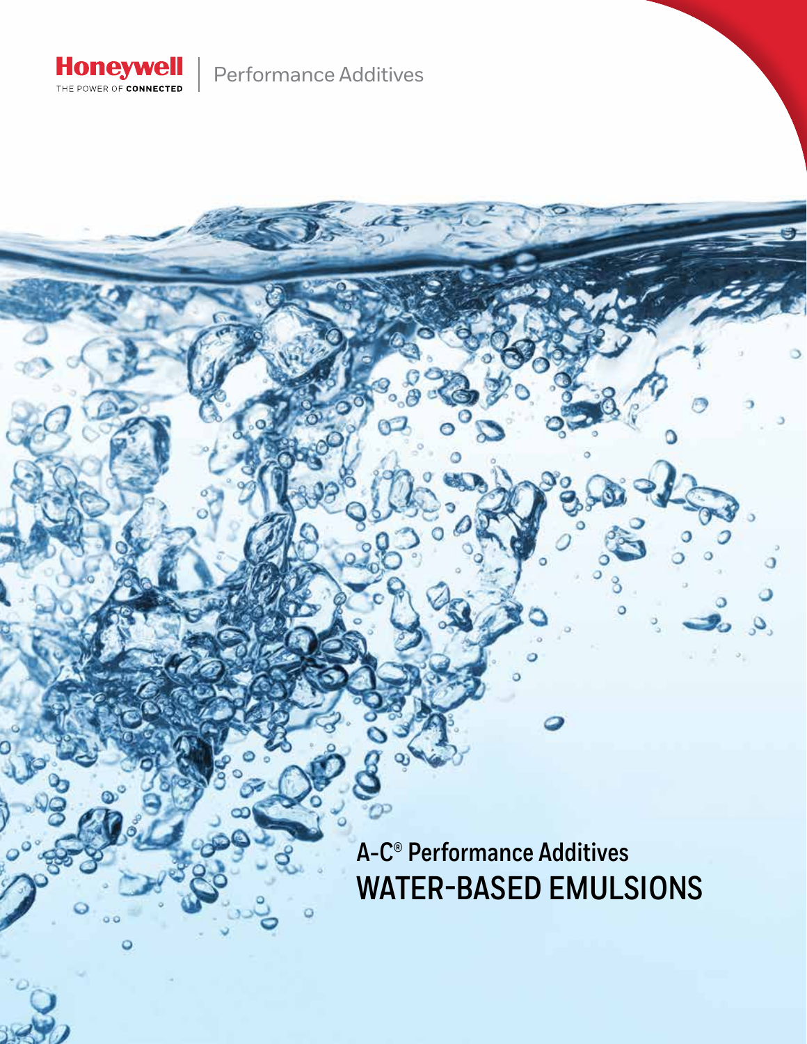Honeywell
THE POWER OF CONNECTED

Performance Additives

# A-C® Performance Additives
# WATER-BASED EMULSIONS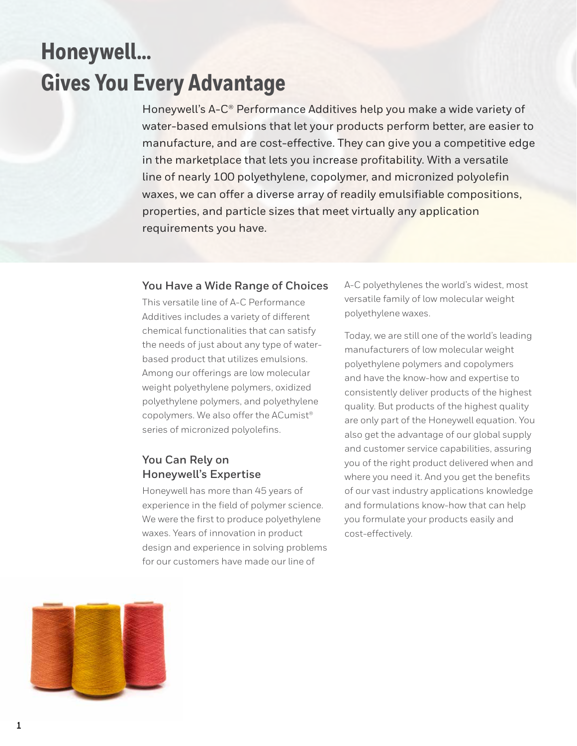# Honeywell...
# Gives You Every Advantage

Honeywell's A-C® Performance Additives help you make a wide variety of water-based emulsions that let your products perform better, are easier to manufacture, and are cost-effective. They can give you a competitive edge in the marketplace that lets you increase profitability. With a versatile line of nearly 100 polyethylene, copolymer, and micronized polyolefin waxes, we can offer a diverse array of readily emulsifiable compositions, properties, and particle sizes that meet virtually any application requirements you have.

### You Have a Wide Range of Choices

This versatile line of A-C Performance Additives includes a variety of different chemical functionalities that can satisfy the needs of just about any type of water-based product that utilizes emulsions. Among our offerings are low molecular weight polyethylene polymers, oxidized polyethylene polymers, and polyethylene copolymers. We also offer the ACumist® series of micronized polyolefins.

### You Can Rely on Honeywell's Expertise

Honeywell has more than 45 years of experience in the field of polymer science. We were the first to produce polyethylene waxes. Years of innovation in product design and experience in solving problems for our customers have made our line of A-C polyethylenes the world's widest, most versatile family of low molecular weight polyethylene waxes.

Today, we are still one of the world's leading manufacturers of low molecular weight polyethylene polymers and copolymers and have the know-how and expertise to consistently deliver products of the highest quality. But products of the highest quality are only part of the Honeywell equation. You also get the advantage of our global supply and customer service capabilities, assuring you of the right product delivered when and where you need it. And you get the benefits of our vast industry applications knowledge and formulations know-how that can help you formulate your products easily and cost-effectively.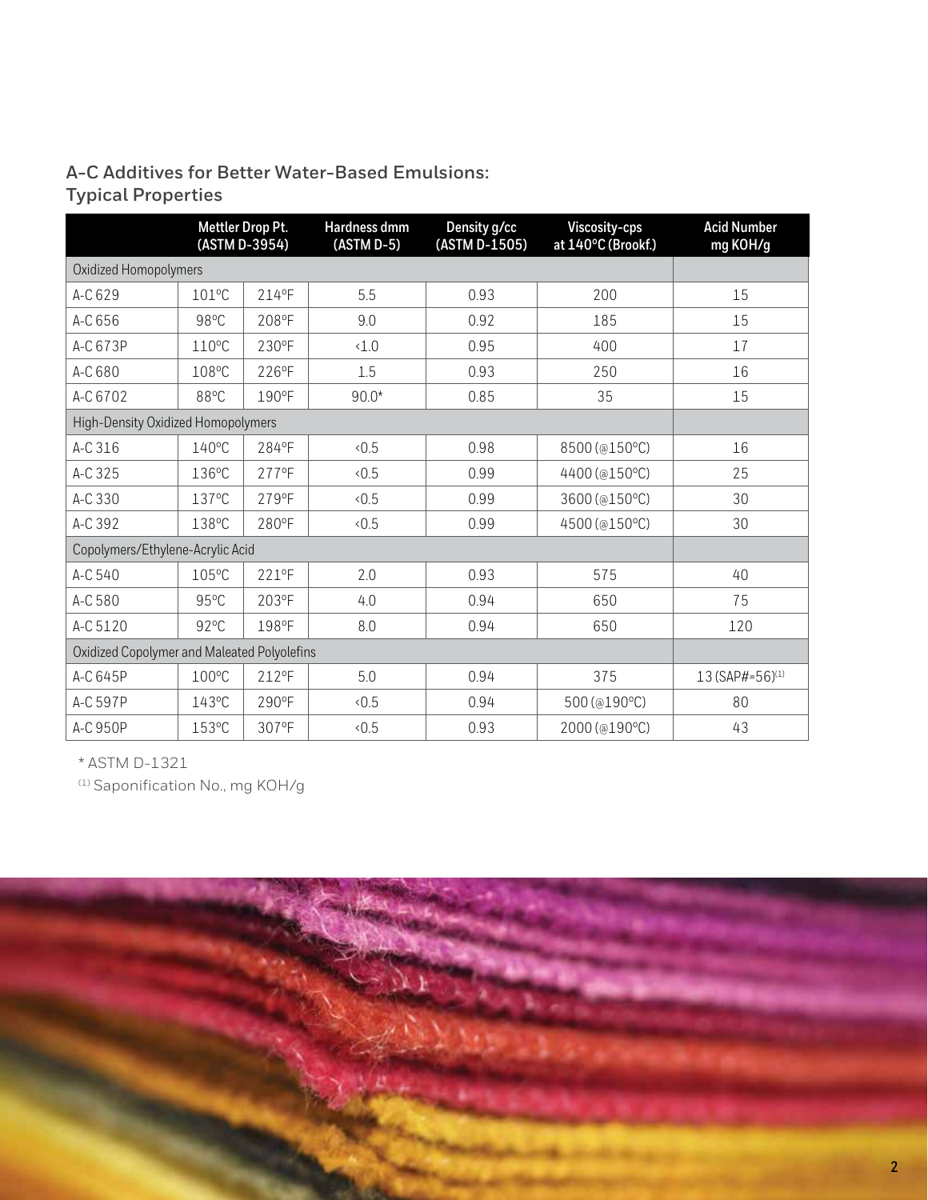## A-C Additives for Better Water-Based Emulsions: Typical Properties

| | Mettler Drop Pt. (ASTM D-3954) | | Hardness dmm (ASTM D-5) | Density g/cc (ASTM D-1505) | Viscosity-cps at 140°C (Brookf.) | Acid Number mg KOH/g |
|---|---|---|---|---|---|---|
| **Oxidized Homopolymers** | | | | | | |
| A-C 629 | 101°C | 214°F | 5.5 | 0.93 | 200 | 15 |
| A-C 656 | 98°C | 208°F | 9.0 | 0.92 | 185 | 15 |
| A-C 673P | 110°C | 230°F | <1.0 | 0.95 | 400 | 17 |
| A-C 680 | 108°C | 226°F | 1.5 | 0.93 | 250 | 16 |
| A-C 6702 | 88°C | 190°F | 90.0* | 0.85 | 35 | 15 |
| **High-Density Oxidized Homopolymers** | | | | | | |
| A-C 316 | 140°C | 284°F | <0.5 | 0.98 | 8500 (@150°C) | 16 |
| A-C 325 | 136°C | 277°F | <0.5 | 0.99 | 4400 (@150°C) | 25 |
| A-C 330 | 137°C | 279°F | <0.5 | 0.99 | 3600 (@150°C) | 30 |
| A-C 392 | 138°C | 280°F | <0.5 | 0.99 | 4500 (@150°C) | 30 |
| **Copolymers/Ethylene-Acrylic Acid** | | | | | | |
| A-C 540 | 105°C | 221°F | 2.0 | 0.93 | 575 | 40 |
| A-C 580 | 95°C | 203°F | 4.0 | 0.94 | 650 | 75 |
| A-C 5120 | 92°C | 198°F | 8.0 | 0.94 | 650 | 120 |
| **Oxidized Copolymer and Maleated Polyolefins** | | | | | | |
| A-C 645P | 100°C | 212°F | 5.0 | 0.94 | 375 | 13 (SAP#=56)[1] |
| A-C 597P | 143°C | 290°F | <0.5 | 0.94 | 500 (@190°C) | 80 |
| A-C 950P | 153°C | 307°F | <0.5 | 0.93 | 2000 (@190°C) | 43 |

\* ASTM D-1321

[1] Saponification No., mg KOH/g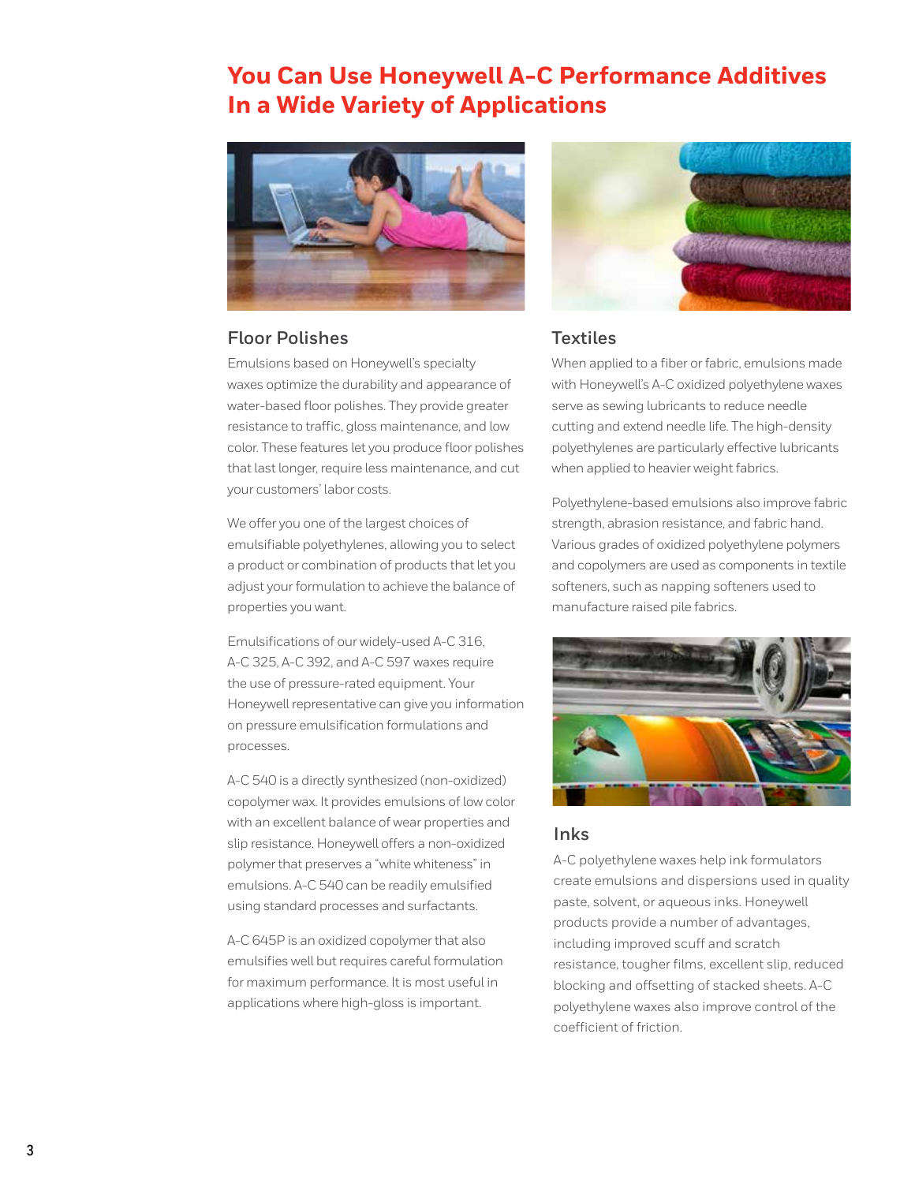# You Can Use Honeywell A-C Performance Additives In a Wide Variety of Applications

## Floor Polishes

Emulsions based on Honeywell's specialty waxes optimize the durability and appearance of water-based floor polishes. They provide greater resistance to traffic, gloss maintenance, and low color. These features let you produce floor polishes that last longer, require less maintenance, and cut your customers' labor costs.

We offer you one of the largest choices of emulsifiable polyethylenes, allowing you to select a product or combination of products that let you adjust your formulation to achieve the balance of properties you want.

Emulsifications of our widely-used A-C 316, A-C 325, A-C 392, and A-C 597 waxes require the use of pressure-rated equipment. Your Honeywell representative can give you information on pressure emulsification formulations and processes.

A-C 540 is a directly synthesized (non-oxidized) copolymer wax. It provides emulsions of low color with an excellent balance of wear properties and slip resistance. Honeywell offers a non-oxidized polymer that preserves a "white whiteness" in emulsions. A-C 540 can be readily emulsified using standard processes and surfactants.

A-C 645P is an oxidized copolymer that also emulsifies well but requires careful formulation for maximum performance. It is most useful in applications where high-gloss is important.

## Textiles

When applied to a fiber or fabric, emulsions made with Honeywell's A-C oxidized polyethylene waxes serve as sewing lubricants to reduce needle cutting and extend needle life. The high-density polyethylenes are particularly effective lubricants when applied to heavier weight fabrics.

Polyethylene-based emulsions also improve fabric strength, abrasion resistance, and fabric hand. Various grades of oxidized polyethylene polymers and copolymers are used as components in textile softeners, such as napping softeners used to manufacture raised pile fabrics.

## Inks

A-C polyethylene waxes help ink formulators create emulsions and dispersions used in quality paste, solvent, or aqueous inks. Honeywell products provide a number of advantages, including improved scuff and scratch resistance, tougher films, excellent slip, reduced blocking and offsetting of stacked sheets. A-C polyethylene waxes also improve control of the coefficient of friction.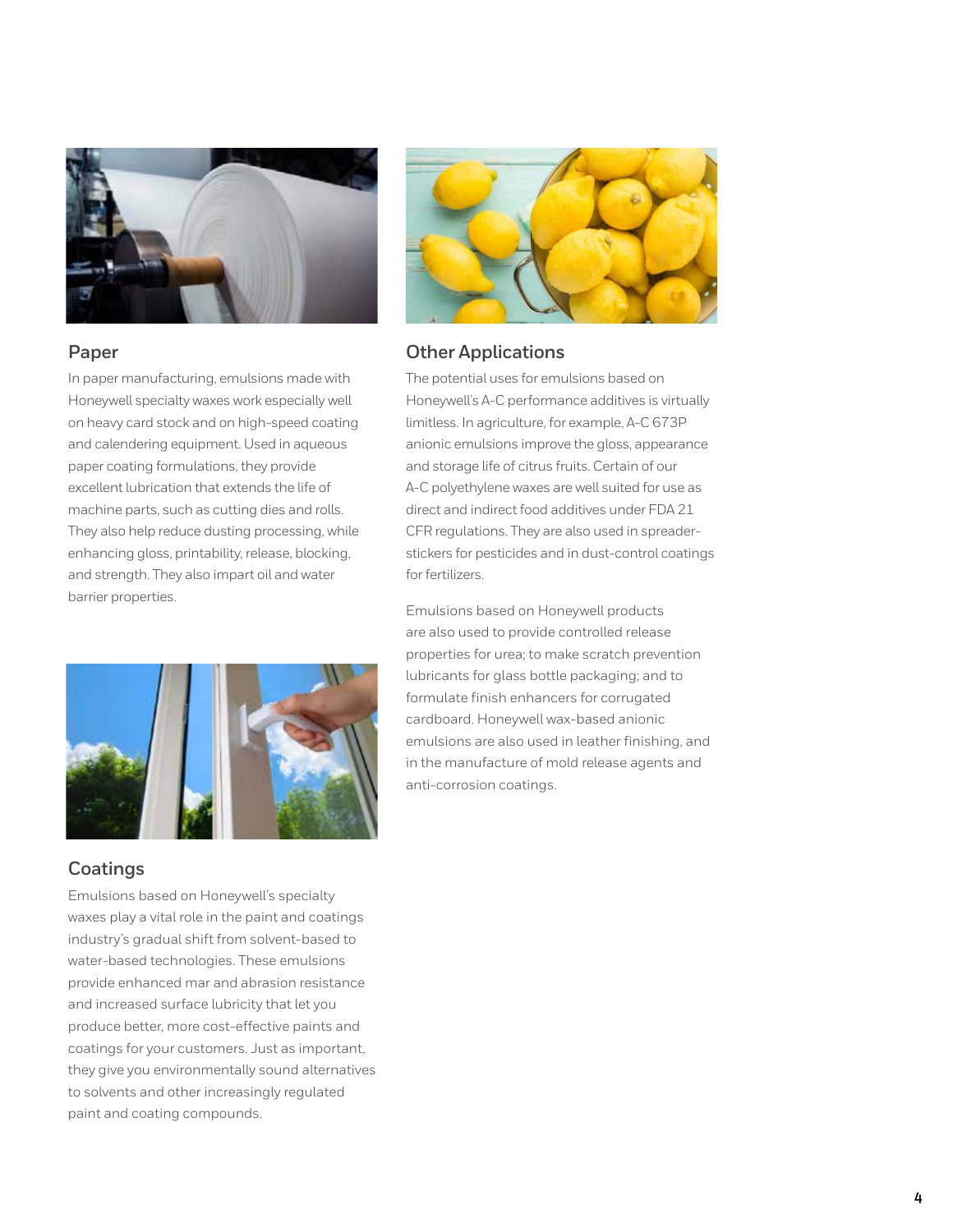## Paper

In paper manufacturing, emulsions made with Honeywell specialty waxes work especially well on heavy card stock and on high-speed coating and calendering equipment. Used in aqueous paper coating formulations, they provide excellent lubrication that extends the life of machine parts, such as cutting dies and rolls. They also help reduce dusting processing, while enhancing gloss, printability, release, blocking, and strength. They also impart oil and water barrier properties.

## Coatings

Emulsions based on Honeywell's specialty waxes play a vital role in the paint and coatings industry's gradual shift from solvent-based to water-based technologies. These emulsions provide enhanced mar and abrasion resistance and increased surface lubricity that let you produce better, more cost-effective paints and coatings for your customers. Just as important, they give you environmentally sound alternatives to solvents and other increasingly regulated paint and coating compounds.

## Other Applications

The potential uses for emulsions based on Honeywell's A-C performance additives is virtually limitless. In agriculture, for example, A-C 673P anionic emulsions improve the gloss, appearance and storage life of citrus fruits. Certain of our A-C polyethylene waxes are well suited for use as direct and indirect food additives under FDA 21 CFR regulations. They are also used in spreader-stickers for pesticides and in dust-control coatings for fertilizers.

Emulsions based on Honeywell products are also used to provide controlled release properties for urea; to make scratch prevention lubricants for glass bottle packaging; and to formulate finish enhancers for corrugated cardboard. Honeywell wax-based anionic emulsions are also used in leather finishing, and in the manufacture of mold release agents and anti-corrosion coatings.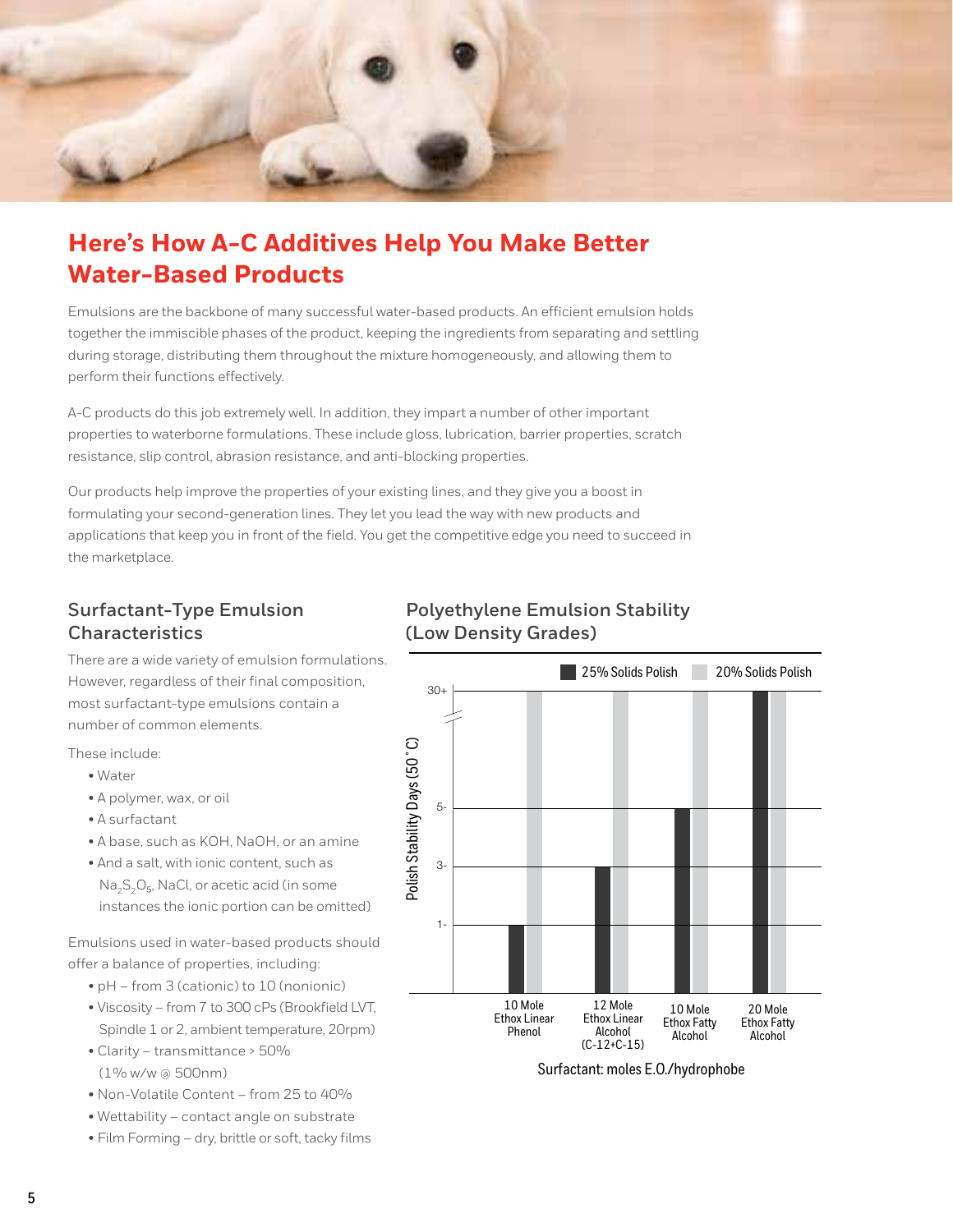## Here's How A-C Additives Help You Make Better Water-Based Products

Emulsions are the backbone of many successful water-based products. An efficient emulsion holds together the immiscible phases of the product, keeping the ingredients from separating and settling during storage, distributing them throughout the mixture homogeneously, and allowing them to perform their functions effectively.

A-C products do this job extremely well. In addition, they impart a number of other important properties to waterborne formulations. These include gloss, lubrication, barrier properties, scratch resistance, slip control, abrasion resistance, and anti-blocking properties.

Our products help improve the properties of your existing lines, and they give you a boost in formulating your second-generation lines. They let you lead the way with new products and applications that keep you in front of the field. You get the competitive edge you need to succeed in the marketplace.

### Surfactant-Type Emulsion Characteristics

There are a wide variety of emulsion formulations. However, regardless of their final composition, most surfactant-type emulsions contain a number of common elements.

These include:

- Water
- A polymer, wax, or oil
- A surfactant
- A base, such as KOH, NaOH, or an amine
- And a salt, with ionic content, such as $Na_2S_2O_5$, NaCl, or acetic acid (in some instances the ionic portion can be omitted)

Emulsions used in water-based products should offer a balance of properties, including:

- pH – from 3 (cationic) to 10 (nonionic)
- Viscosity – from 7 to 300 cPs (Brookfield LVT, Spindle 1 or 2, ambient temperature, 20rpm)
- Clarity – transmittance > 50% (1% w/w @ 500nm)
- Non-Volatile Content – from 25 to 40%
- Wettability – contact angle on substrate
- Film Forming – dry, brittle or soft, tacky films

### Polyethylene Emulsion Stability (Low Density Grades)

Polish Stability Days (50 °C)

| Surfactant: moles E.O./hydrophobe | 25% Solids Polish | 20% Solids Polish |
|---|---|---|
| 10 Mole Ethox Linear Phenol | 1 | 30+ |
| 12 Mole Ethox Linear Alcohol (C-12+C-15) | 3 | 30+ |
| 10 Mole Ethox Fatty Alcohol | 5 | 30+ |
| 20 Mole Ethox Fatty Alcohol | 30+ | 30+ |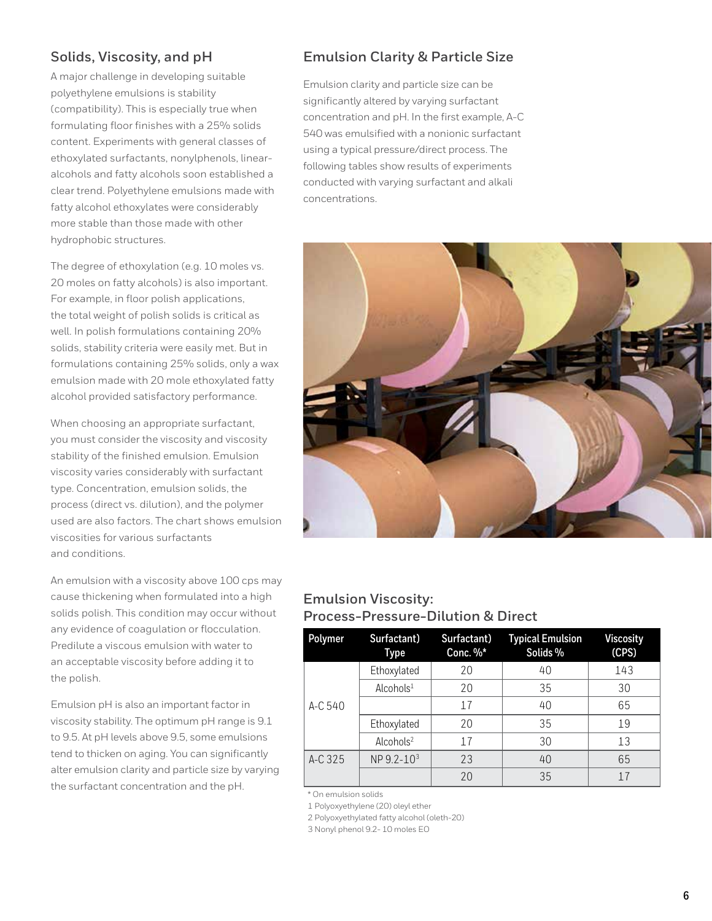## Solids, Viscosity, and pH

A major challenge in developing suitable polyethylene emulsions is stability (compatibility). This is especially true when formulating floor finishes with a 25% solids content. Experiments with general classes of ethoxylated surfactants, nonylphenols, linear-alcohols and fatty alcohols soon established a clear trend. Polyethylene emulsions made with fatty alcohol ethoxylates were considerably more stable than those made with other hydrophobic structures.

The degree of ethoxylation (e.g. 10 moles vs. 20 moles on fatty alcohols) is also important. For example, in floor polish applications, the total weight of polish solids is critical as well. In polish formulations containing 20% solids, stability criteria were easily met. But in formulations containing 25% solids, only a wax emulsion made with 20 mole ethoxylated fatty alcohol provided satisfactory performance.

When choosing an appropriate surfactant, you must consider the viscosity and viscosity stability of the finished emulsion. Emulsion viscosity varies considerably with surfactant type. Concentration, emulsion solids, the process (direct vs. dilution), and the polymer used are also factors. The chart shows emulsion viscosities for various surfactants and conditions.

An emulsion with a viscosity above 100 cps may cause thickening when formulated into a high solids polish. This condition may occur without any evidence of coagulation or flocculation. Predilute a viscous emulsion with water to an acceptable viscosity before adding it to the polish.

Emulsion pH is also an important factor in viscosity stability. The optimum pH range is 9.1 to 9.5. At pH levels above 9.5, some emulsions tend to thicken on aging. You can significantly alter emulsion clarity and particle size by varying the surfactant concentration and the pH.

## Emulsion Clarity & Particle Size

Emulsion clarity and particle size can be significantly altered by varying surfactant concentration and pH. In the first example, A-C 540 was emulsified with a nonionic surfactant using a typical pressure/direct process. The following tables show results of experiments conducted with varying surfactant and alkali concentrations.

### Emulsion Viscosity: Process-Pressure-Dilution & Direct

| Polymer | Surfactant) Type | Surfactant) Conc. %* | Typical Emulsion Solids % | Viscosity (CPS) |
|---|---|---|---|---|
| A-C 540 | Ethoxylated | 20 | 40 | 143 |
| | Alcohols[1] | 20 | 35 | 30 |
| | | 17 | 40 | 65 |
| | Ethoxylated | 20 | 35 | 19 |
| | Alcohols[2] | 17 | 30 | 13 |
| A-C 325 | NP 9.2-10[3] | 23 | 40 | 65 |
| | | 20 | 35 | 17 |

\* On emulsion solids

1 Polyoxyethylene (20) oleyl ether

2 Polyoxyethylated fatty alcohol (oleth-20)

3 Nonyl phenol 9.2- 10 moles EO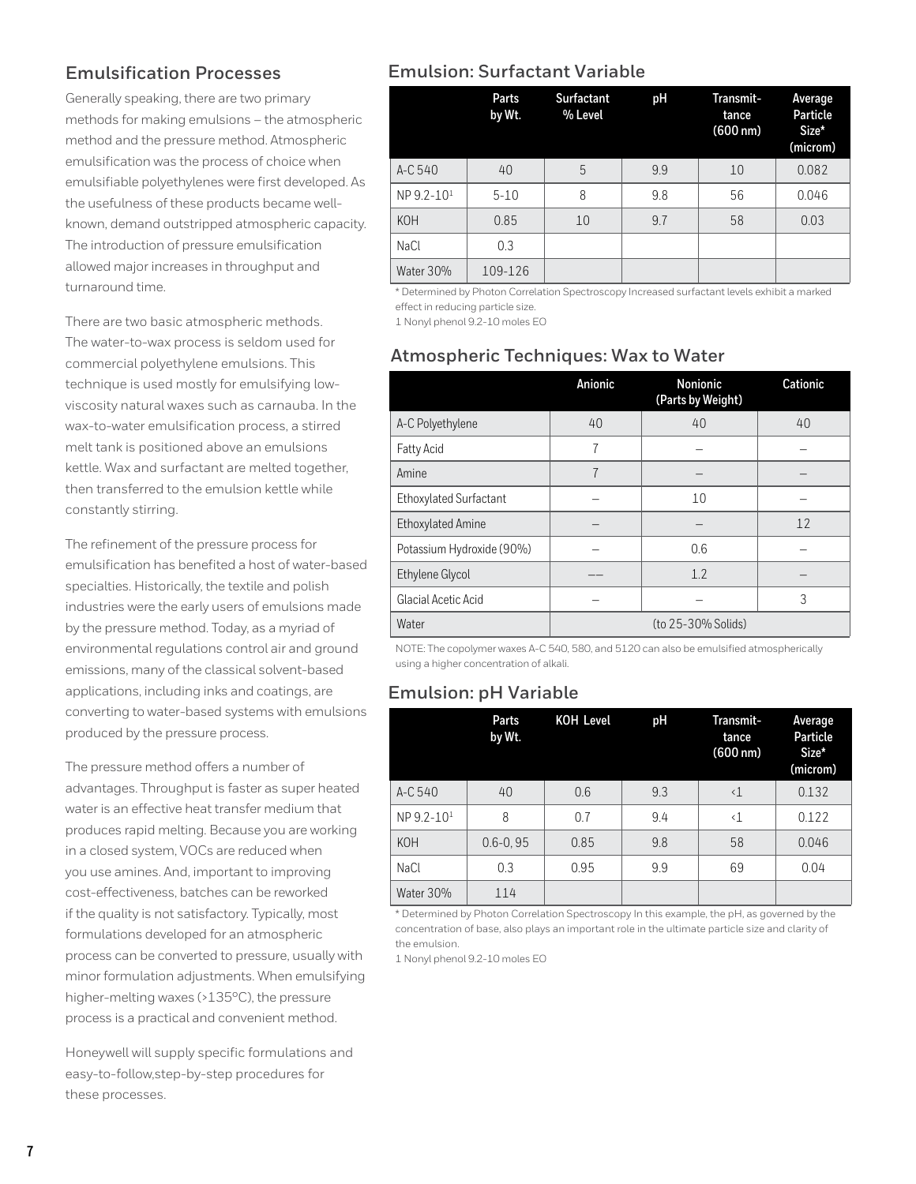## Emulsification Processes

Generally speaking, there are two primary methods for making emulsions – the atmospheric method and the pressure method. Atmospheric emulsification was the process of choice when emulsifiable polyethylenes were first developed. As the usefulness of these products became well-known, demand outstripped atmospheric capacity. The introduction of pressure emulsification allowed major increases in throughput and turnaround time.

There are two basic atmospheric methods. The water-to-wax process is seldom used for commercial polyethylene emulsions. This technique is used mostly for emulsifying low-viscosity natural waxes such as carnauba. In the wax-to-water emulsification process, a stirred melt tank is positioned above an emulsions kettle. Wax and surfactant are melted together, then transferred to the emulsion kettle while constantly stirring.

The refinement of the pressure process for emulsification has benefited a host of water-based specialties. Historically, the textile and polish industries were the early users of emulsions made by the pressure method. Today, as a myriad of environmental regulations control air and ground emissions, many of the classical solvent-based applications, including inks and coatings, are converting to water-based systems with emulsions produced by the pressure process.

The pressure method offers a number of advantages. Throughput is faster as super heated water is an effective heat transfer medium that produces rapid melting. Because you are working in a closed system, VOCs are reduced when you use amines. And, important to improving cost-effectiveness, batches can be reworked if the quality is not satisfactory. Typically, most formulations developed for an atmospheric process can be converted to pressure, usually with minor formulation adjustments. When emulsifying higher-melting waxes (>135°C), the pressure process is a practical and convenient method.

Honeywell will supply specific formulations and easy-to-follow,step-by-step procedures for these processes.

## Emulsion: Surfactant Variable

| | Parts by Wt. | Surfactant % Level | pH | Transmit-tance (600 nm) | Average Particle Size* (micron) |
|---|---|---|---|---|---|
| A-C 540 | 40 | 5 | 9.9 | 10 | 0.082 |
| NP 9.2-10[1] | 5-10 | 8 | 9.8 | 56 | 0.046 |
| KOH | 0.85 | 10 | 9.7 | 58 | 0.03 |
| NaCl | 0.3 | | | | |
| Water 30% | 109-126 | | | | |

* Determined by Photon Correlation Spectroscopy Increased surfactant levels exhibit a marked effect in reducing particle size.

1 Nonyl phenol 9.2-10 moles EO

## Atmospheric Techniques: Wax to Water

| | Anionic | Nonionic (Parts by Weight) | Cationic |
|---|---|---|---|
| A-C Polyethylene | 40 | 40 | 40 |
| Fatty Acid | 7 | – | – |
| Amine | 7 | – | – |
| Ethoxylated Surfactant | – | 10 | – |
| Ethoxylated Amine | – | – | 12 |
| Potassium Hydroxide (90%) | – | 0.6 | – |
| Ethylene Glycol | –– | 1.2 | – |
| Glacial Acetic Acid | – | – | 3 |
| Water | | (to 25-30% Solids) | |

NOTE: The copolymer waxes A-C 540, 580, and 5120 can also be emulsified atmospherically using a higher concentration of alkali.

## Emulsion: pH Variable

| | Parts by Wt. | KOH Level | pH | Transmit-tance (600 nm) | Average Particle Size* (micron) |
|---|---|---|---|---|---|
| A-C 540 | 40 | 0.6 | 9.3 | <1 | 0.132 |
| NP 9.2-10[1] | 8 | 0.7 | 9.4 | <1 | 0.122 |
| KOH | 0.6-0, 95 | 0.85 | 9.8 | 58 | 0.046 |
| NaCl | 0.3 | 0.95 | 9.9 | 69 | 0.04 |
| Water 30% | 114 | | | | |

* Determined by Photon Correlation Spectroscopy In this example, the pH, as governed by the concentration of base, also plays an important role in the ultimate particle size and clarity of the emulsion.

1 Nonyl phenol 9.2-10 moles EO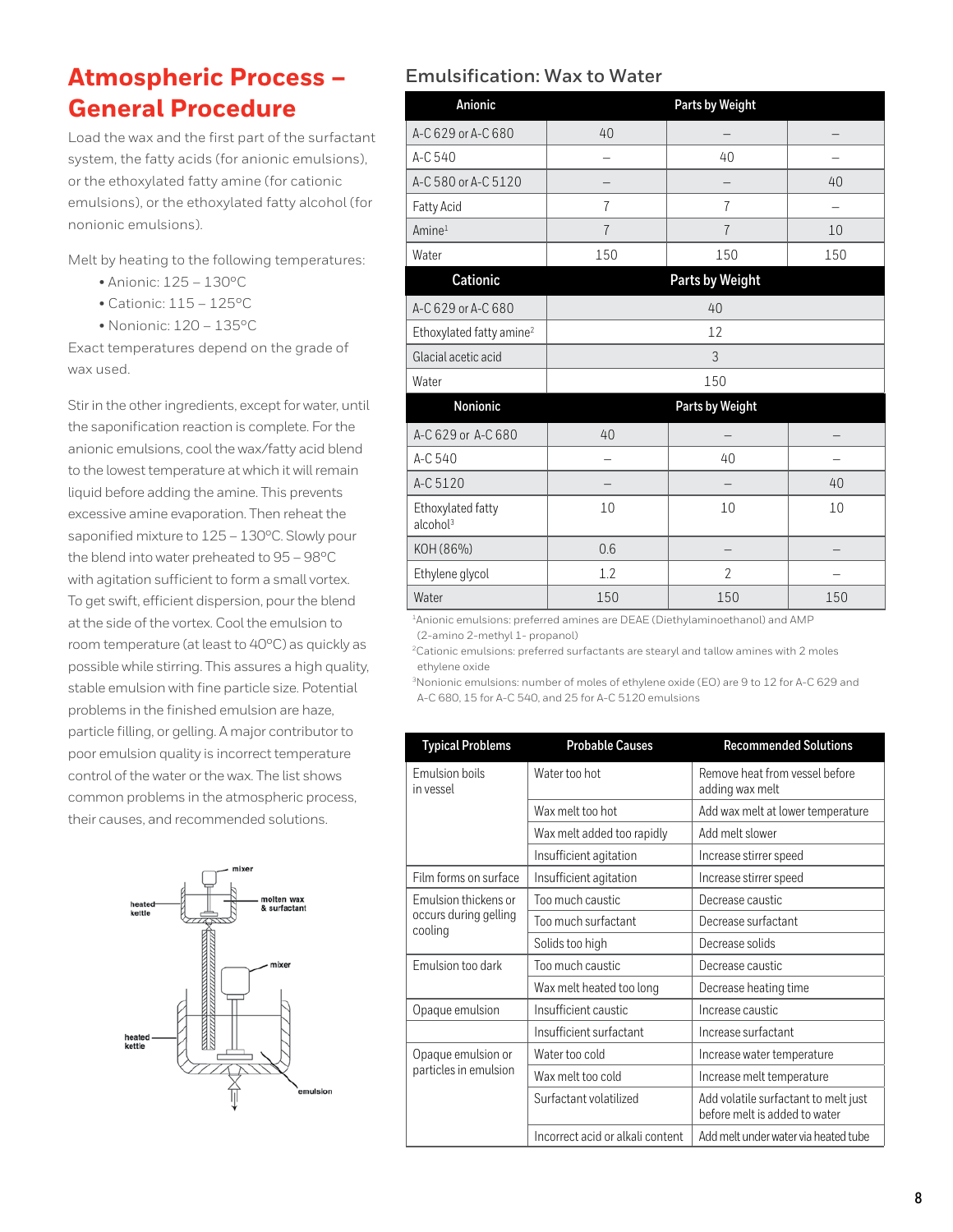# Atmospheric Process – General Procedure

Load the wax and the first part of the surfactant system, the fatty acids (for anionic emulsions), or the ethoxylated fatty amine (for cationic emulsions), or the ethoxylated fatty alcohol (for nonionic emulsions).

Melt by heating to the following temperatures:

- Anionic: 125 – 130°C
- Cationic: 115 – 125°C
- Nonionic: 120 – 135°C

Exact temperatures depend on the grade of wax used.

Stir in the other ingredients, except for water, until the saponification reaction is complete. For the anionic emulsions, cool the wax/fatty acid blend to the lowest temperature at which it will remain liquid before adding the amine. This prevents excessive amine evaporation. Then reheat the saponified mixture to 125 – 130°C. Slowly pour the blend into water preheated to 95 – 98°C with agitation sufficient to form a small vortex. To get swift, efficient dispersion, pour the blend at the side of the vortex. Cool the emulsion to room temperature (at least to 40°C) as quickly as possible while stirring. This assures a high quality, stable emulsion with fine particle size. Potential problems in the finished emulsion are haze, particle filling, or gelling. A major contributor to poor emulsion quality is incorrect temperature control of the water or the wax. The list shows common problems in the atmospheric process, their causes, and recommended solutions.

mixer

heated kettle

molten wax & surfactant

mixer

heated kettle

emulsion

## Emulsification: Wax to Water

| Anionic | Parts by Weight | | |
|---|---|---|---|
| A-C 629 or A-C 680 | 40 | – | – |
| A-C 540 | – | 40 | – |
| A-C 580 or A-C 5120 | – | – | 40 |
| Fatty Acid | 7 | 7 | – |
| Amine[1] | 7 | 7 | 10 |
| Water | 150 | 150 | 150 |
| **Cationic** | **Parts by Weight** | | |
| A-C 629 or A-C 680 | 40 | | |
| Ethoxylated fatty amine[2] | 12 | | |
| Glacial acetic acid | 3 | | |
| Water | 150 | | |
| **Nonionic** | **Parts by Weight** | | |
| A-C 629 or A-C 680 | 40 | – | – |
| A-C 540 | – | 40 | – |
| A-C 5120 | – | – | 40 |
| Ethoxylated fatty alcohol[3] | 10 | 10 | 10 |
| KOH (86%) | 0.6 | – | – |
| Ethylene glycol | 1.2 | 2 | – |
| Water | 150 | 150 | 150 |

[1]Anionic emulsions: preferred amines are DEAE (Diethylaminoethanol) and AMP (2-amino 2-methyl 1- propanol)

[2]Cationic emulsions: preferred surfactants are stearyl and tallow amines with 2 moles ethylene oxide

[3]Nonionic emulsions: number of moles of ethylene oxide (EO) are 9 to 12 for A-C 629 and A-C 680, 15 for A-C 540, and 25 for A-C 5120 emulsions

| Typical Problems | Probable Causes | Recommended Solutions |
|---|---|---|
| Emulsion boils in vessel | Water too hot | Remove heat from vessel before adding wax melt |
| | Wax melt too hot | Add wax melt at lower temperature |
| | Wax melt added too rapidly | Add melt slower |
| | Insufficient agitation | Increase stirrer speed |
| Film forms on surface | Insufficient agitation | Increase stirrer speed |
| Emulsion thickens or occurs during gelling cooling | Too much caustic | Decrease caustic |
| | Too much surfactant | Decrease surfactant |
| | Solids too high | Decrease solids |
| Emulsion too dark | Too much caustic | Decrease caustic |
| | Wax melt heated too long | Decrease heating time |
| Opaque emulsion | Insufficient caustic | Increase caustic |
| | Insufficient surfactant | Increase surfactant |
| Opaque emulsion or particles in emulsion | Water too cold | Increase water temperature |
| | Wax melt too cold | Increase melt temperature |
| | Surfactant volatilized | Add volatile surfactant to melt just before melt is added to water |
| | Incorrect acid or alkali content | Add melt under water via heated tube |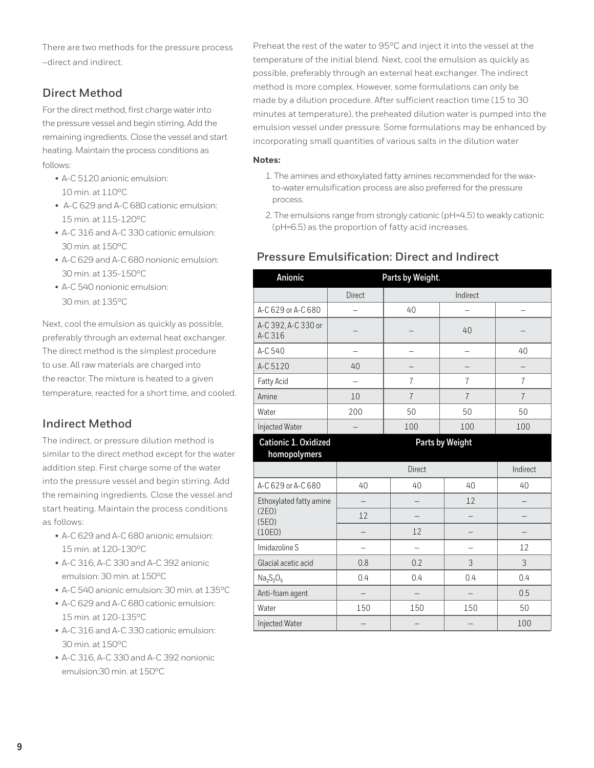There are two methods for the pressure process –direct and indirect.

## Direct Method

For the direct method, first charge water into the pressure vessel and begin stirring. Add the remaining ingredients. Close the vessel and start heating. Maintain the process conditions as follows:

- A-C 5120 anionic emulsion: 10 min. at 110°C
- A-C 629 and A-C 680 cationic emulsion: 15 min. at 115-120°C
- A-C 316 and A-C 330 cationic emulsion: 30 min. at 150°C
- A-C 629 and A-C 680 nonionic emulsion: 30 min. at 135-150°C
- A-C 540 nonionic emulsion: 30 min. at 135°C

Next, cool the emulsion as quickly as possible, preferably through an external heat exchanger. The direct method is the simplest procedure to use. All raw materials are charged into the reactor. The mixture is heated to a given temperature, reacted for a short time, and cooled.

## Indirect Method

The indirect, or pressure dilution method is similar to the direct method except for the water addition step. First charge some of the water into the pressure vessel and begin stirring. Add the remaining ingredients. Close the vessel and start heating. Maintain the process conditions as follows:

- A-C 629 and A-C 680 anionic emulsion: 15 min. at 120-130°C
- A-C 316, A-C 330 and A-C 392 anionic emulsion: 30 min. at 150°C
- A-C 540 anionic emulsion: 30 min. at 135°C
- A-C 629 and A-C 680 cationic emulsion: 15 min. at 120-135°C
- A-C 316 and A-C 330 cationic emulsion: 30 min. at 150°C
- A-C 316, A-C 330 and A-C 392 nonionic emulsion:30 min. at 150°C

Preheat the rest of the water to 95°C and inject it into the vessel at the temperature of the initial blend. Next, cool the emulsion as quickly as possible, preferably through an external heat exchanger. The indirect method is more complex. However, some formulations can only be made by a dilution procedure. After sufficient reaction time (15 to 30 minutes at temperature), the preheated dilution water is pumped into the emulsion vessel under pressure. Some formulations may be enhanced by incorporating small quantities of various salts in the dilution water

**Notes:**

1. The amines and ethoxylated fatty amines recommended for the wax-to-water emulsification process are also preferred for the pressure process.
2. The emulsions range from strongly cationic (pH=4.5) to weakly cationic (pH=6.5) as the proportion of fatty acid increases.

## Pressure Emulsification: Direct and Indirect

| Anionic | Parts by Weight. | | | |
|---|---|---|---|---|
| | Direct | Indirect | | |
| A-C 629 or A-C 680 | – | 40 | – | – |
| A-C 392, A-C 330 or A-C 316 | – | – | 40 | – |
| A-C 540 | – | – | – | 40 |
| A-C 5120 | 40 | – | – | – |
| Fatty Acid | – | 7 | 7 | 7 |
| Amine | 10 | 7 | 7 | 7 |
| Water | 200 | 50 | 50 | 50 |
| Injected Water | – | 100 | 100 | 100 |

| Cationic 1. Oxidized homopolymers | Parts by Weight | | | |
|---|---|---|---|---|
| | Direct | | | Indirect |
| A-C 629 or A-C 680 | 40 | 40 | 40 | 40 |
| Ethoxylated fatty amine (2EO) | – | – | 12 | – |
| (5EO) | 12 | – | – | – |
| (10EO) | – | 12 | – | – |
| Imidazoline S | – | – | – | 12 |
| Glacial acetic acid | 0.8 | 0.2 | 3 | 3 |
| $Na_2S_2O_5$ | 0.4 | 0.4 | 0.4 | 0.4 |
| Anti-foam agent | – | – | – | 0.5 |
| Water | 150 | 150 | 150 | 50 |
| Injected Water | – | – | – | 100 |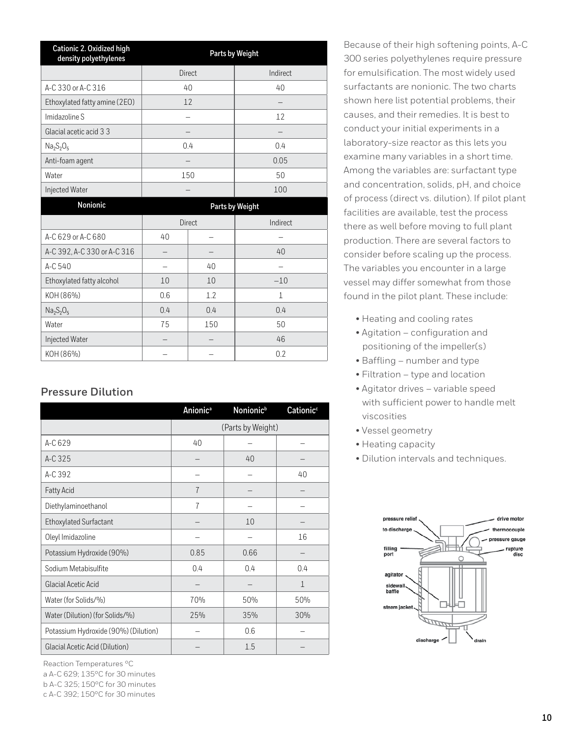| Cationic 2. Oxidized high density polyethylenes | Parts by Weight | |
|---|---|---|
| | Direct | Indirect |
| A-C 330 or A-C 316 | 40 | 40 |
| Ethoxylated fatty amine (2EO) | 12 | – |
| Imidazoline S | – | 12 |
| Glacial acetic acid 3 3 | – | – |
| $Na_2S_2O_5$ | 0.4 | 0.4 |
| Anti-foam agent | – | 0.05 |
| Water | 150 | 50 |
| Injected Water | – | 100 |

| Nonionic | Parts by Weight | | |
|---|---|---|---|
| | Direct | | Indirect |
| A-C 629 or A-C 680 | 40 | – | – |
| A-C 392, A-C 330 or A-C 316 | – | – | 40 |
| A-C 540 | – | 40 | – |
| Ethoxylated fatty alcohol | 10 | 10 | –10 |
| KOH (86%) | 0.6 | 1.2 | 1 |
| $Na_2S_2O_5$ | 0.4 | 0.4 | 0.4 |
| Water | 75 | 150 | 50 |
| Injected Water | – | – | 46 |
| KOH (86%) | – | – | 0.2 |

## Pressure Dilution

| | Anionic[a] | Nonionic[b] | Cationic[c] |
|---|---|---|---|
| | (Parts by Weight) | | |
| A-C 629 | 40 | – | – |
| A-C 325 | – | 40 | – |
| A-C 392 | – | – | 40 |
| Fatty Acid | 7 | – | – |
| Diethylaminoethanol | 7 | – | – |
| Ethoxylated Surfactant | – | 10 | – |
| Oleyl Imidazoline | – | – | 16 |
| Potassium Hydroxide (90%) | 0.85 | 0.66 | – |
| Sodium Metabisulfite | 0.4 | 0.4 | 0.4 |
| Glacial Acetic Acid | – | – | 1 |
| Water (for Solids/%) | 70% | 50% | 50% |
| Water (Dilution) (for Solids/%) | 25% | 35% | 30% |
| Potassium Hydroxide (90%) (Dilution) | – | 0.6 | – |
| Glacial Acetic Acid (Dilution) | – | 1.5 | – |

Reaction Temperatures °C

a A-C 629; 135°C for 30 minutes

b A-C 325; 150°C for 30 minutes

c A-C 392; 150°C for 30 minutes

Because of their high softening points, A-C 300 series polyethylenes require pressure for emulsification. The most widely used surfactants are nonionic. The two charts shown here list potential problems, their causes, and their remedies. It is best to conduct your initial experiments in a laboratory-size reactor as this lets you examine many variables in a short time. Among the variables are: surfactant type and concentration, solids, pH, and choice of process (direct vs. dilution). If pilot plant facilities are available, test the process there as well before moving to full plant production. There are several factors to consider before scaling up the process. The variables you encounter in a large vessel may differ somewhat from those found in the pilot plant. These include:

- Heating and cooling rates
- Agitation – configuration and positioning of the impeller(s)
- Baffling – number and type
- Filtration – type and location
- Agitator drives – variable speed with sufficient power to handle melt viscosities
- Vessel geometry
- Heating capacity
- Dilution intervals and techniques.

pressure relief, to discharge, filling port, agitator, sidewall baffle, steam jacket, discharge, drain, drive motor, thermocouple, pressure gauge, rupture disc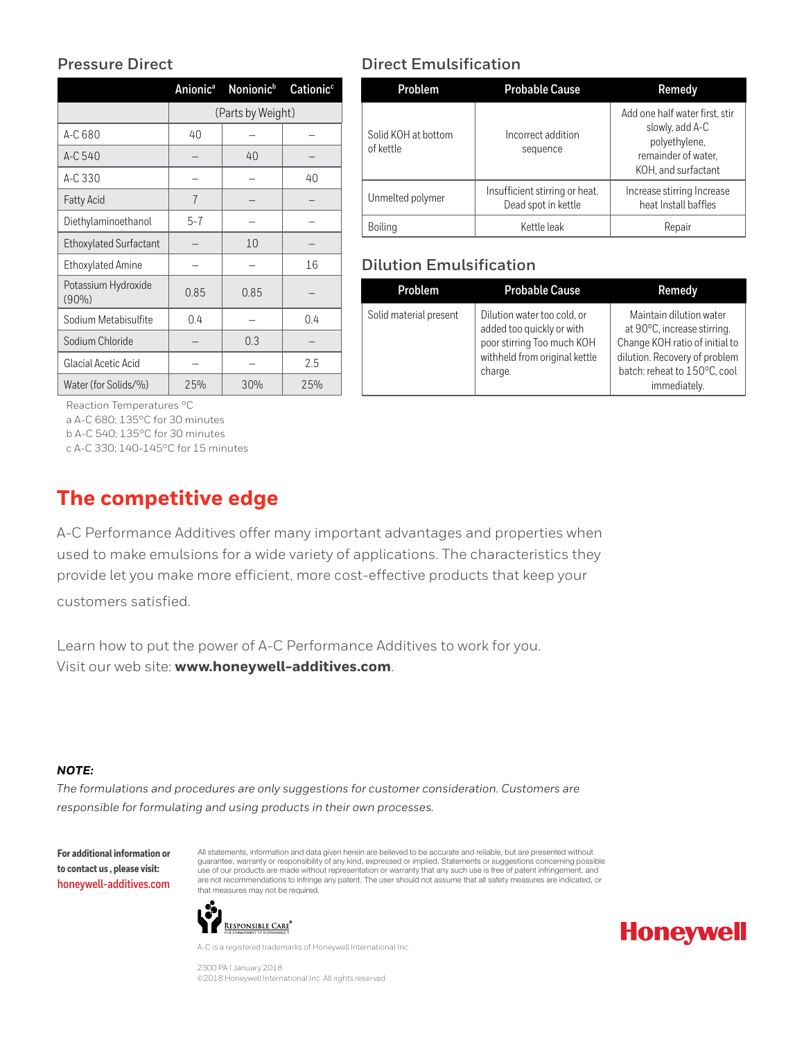## Pressure Direct

| | Anionic[a] | Nonionic[b] | Cationic[c] |
|---|---|---|---|
| | (Parts by Weight) | | |
| A-C 680 | 40 | – | – |
| A-C 540 | – | 40 | – |
| A-C 330 | – | – | 40 |
| Fatty Acid | 7 | – | – |
| Diethylaminoethanol | 5-7 | – | – |
| Ethoxylated Surfactant | – | 10 | – |
| Ethoxylated Amine | – | – | 16 |
| Potassium Hydroxide (90%) | 0.85 | 0.85 | – |
| Sodium Metabisulfite | 0.4 | – | 0.4 |
| Sodium Chloride | – | 0.3 | – |
| Glacial Acetic Acid | – | – | 2.5 |
| Water (for Solids/%) | 25% | 30% | 25% |

Reaction Temperatures °C

a A-C 680; 135°C for 30 minutes

b A-C 540; 135°C for 30 minutes

c A-C 330; 140-145°C for 15 minutes

## Direct Emulsification

| Problem | Probable Cause | Remedy |
|---|---|---|
| Solid KOH at bottom of kettle | Incorrect addition sequence | Add one half water first, stir slowly, add A-C polyethylene, remainder of water, KOH, and surfactant |
| Unmelted polymer | Insufficient stirring or heat. Dead spot in kettle | Increase stirring Increase heat Install baffles |
| Boiling | Kettle leak | Repair |

## Dilution Emulsification

| Problem | Probable Cause | Remedy |
|---|---|---|
| Solid material present | Dilution water too cold, or added too quickly or with poor stirring Too much KOH withheld from original kettle charge. | Maintain dilution water at 90°C, increase stirring. Change KOH ratio of initial to dilution. Recovery of problem batch: reheat to 150°C, cool immediately. |

# The competitive edge

A-C Performance Additives offer many important advantages and properties when used to make emulsions for a wide variety of applications. The characteristics they provide let you make more efficient, more cost-effective products that keep your customers satisfied.

Learn how to put the power of A-C Performance Additives to work for you.
Visit our web site: **www.honeywell-additives.com**.

***NOTE:***

*The formulations and procedures are only suggestions for customer consideration. Customers are responsible for formulating and using products in their own processes.*

**For additional information or to contact us , please visit:**
honeywell-additives.com

All statements, information and data given herein are believed to be accurate and reliable, but are presented without guarantee, warranty or responsibility of any kind, expressed or implied. Statements or suggestions concerning possible use of our products are made without representation or warranty that any such use is free of patent infringement, and are not recommendations to infringe any patent. The user should not assume that all safety measures are indicated, or that measures may not be required.

RESPONSIBLE CARE®

A-C is a registered trademarks of Honeywell International Inc.

2300 PA | January 2018
©2018 Honeywell International Inc. All rights reserved.

Honeywell